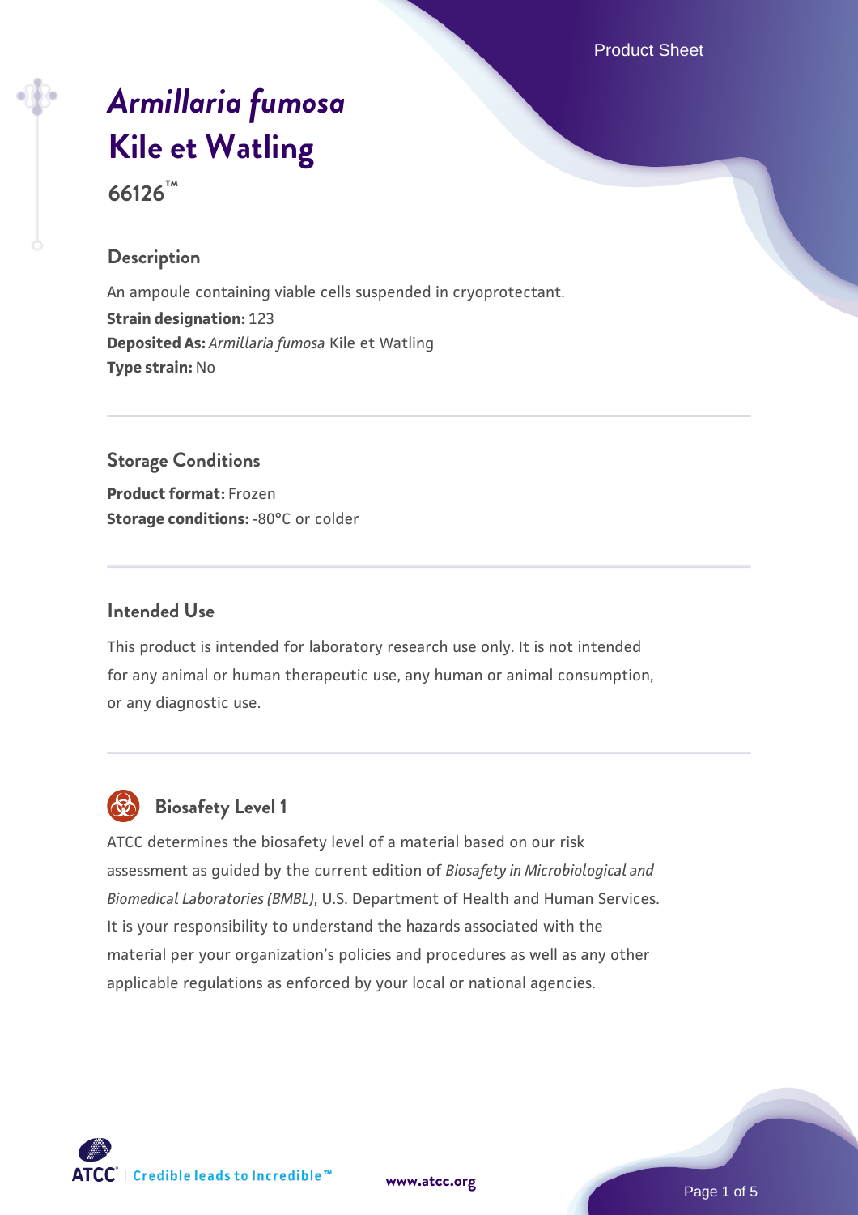# *Armillaria fumosa* Kile et Watling

**66126™**

## Description

An ampoule containing viable cells suspended in cryoprotectant.

**Strain designation:** 123

**Deposited As:** *Armillaria fumosa* Kile et Watling

**Type strain:** No

## Storage Conditions

**Product format:** Frozen

**Storage conditions:** -80°C or colder

## Intended Use

This product is intended for laboratory research use only. It is not intended for any animal or human therapeutic use, any human or animal consumption, or any diagnostic use.

## Biosafety Level 1

ATCC determines the biosafety level of a material based on our risk assessment as guided by the current edition of *Biosafety in Microbiological and Biomedical Laboratories (BMBL)*, U.S. Department of Health and Human Services. It is your responsibility to understand the hazards associated with the material per your organization's policies and procedures as well as any other applicable regulations as enforced by your local or national agencies.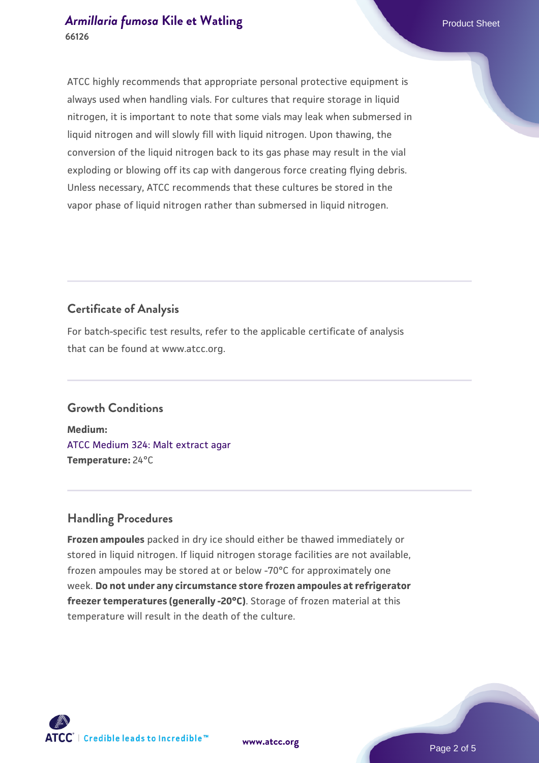ATCC highly recommends that appropriate personal protective equipment is always used when handling vials. For cultures that require storage in liquid nitrogen, it is important to note that some vials may leak when submersed in liquid nitrogen and will slowly fill with liquid nitrogen. Upon thawing, the conversion of the liquid nitrogen back to its gas phase may result in the vial exploding or blowing off its cap with dangerous force creating flying debris. Unless necessary, ATCC recommends that these cultures be stored in the vapor phase of liquid nitrogen rather than submersed in liquid nitrogen.

## Certificate of Analysis

For batch-specific test results, refer to the applicable certificate of analysis that can be found at www.atcc.org.

## Growth Conditions

**Medium:**
ATCC Medium 324: Malt extract agar
**Temperature:** 24°C

## Handling Procedures

**Frozen ampoules** packed in dry ice should either be thawed immediately or stored in liquid nitrogen. If liquid nitrogen storage facilities are not available, frozen ampoules may be stored at or below -70°C for approximately one week. **Do not under any circumstance store frozen ampoules at refrigerator freezer temperatures (generally -20°C)**. Storage of frozen material at this temperature will result in the death of the culture.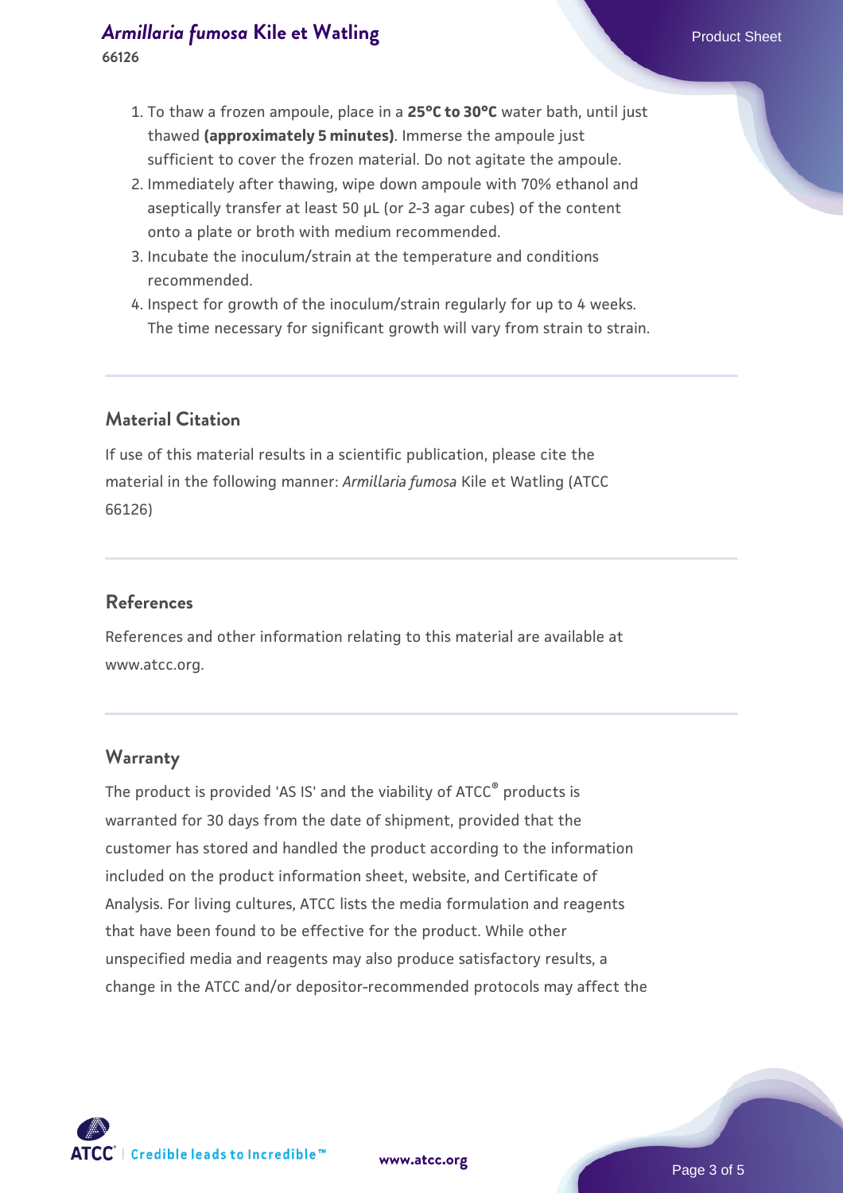1. To thaw a frozen ampoule, place in a **25°C to 30°C** water bath, until just thawed **(approximately 5 minutes)**. Immerse the ampoule just sufficient to cover the frozen material. Do not agitate the ampoule.
2. Immediately after thawing, wipe down ampoule with 70% ethanol and aseptically transfer at least 50 µL (or 2-3 agar cubes) of the content onto a plate or broth with medium recommended.
3. Incubate the inoculum/strain at the temperature and conditions recommended.
4. Inspect for growth of the inoculum/strain regularly for up to 4 weeks. The time necessary for significant growth will vary from strain to strain.

## Material Citation

If use of this material results in a scientific publication, please cite the material in the following manner: *Armillaria fumosa* Kile et Watling (ATCC 66126)

## References

References and other information relating to this material are available at www.atcc.org.

## Warranty

The product is provided 'AS IS' and the viability of ATCC® products is warranted for 30 days from the date of shipment, provided that the customer has stored and handled the product according to the information included on the product information sheet, website, and Certificate of Analysis. For living cultures, ATCC lists the media formulation and reagents that have been found to be effective for the product. While other unspecified media and reagents may also produce satisfactory results, a change in the ATCC and/or depositor-recommended protocols may affect the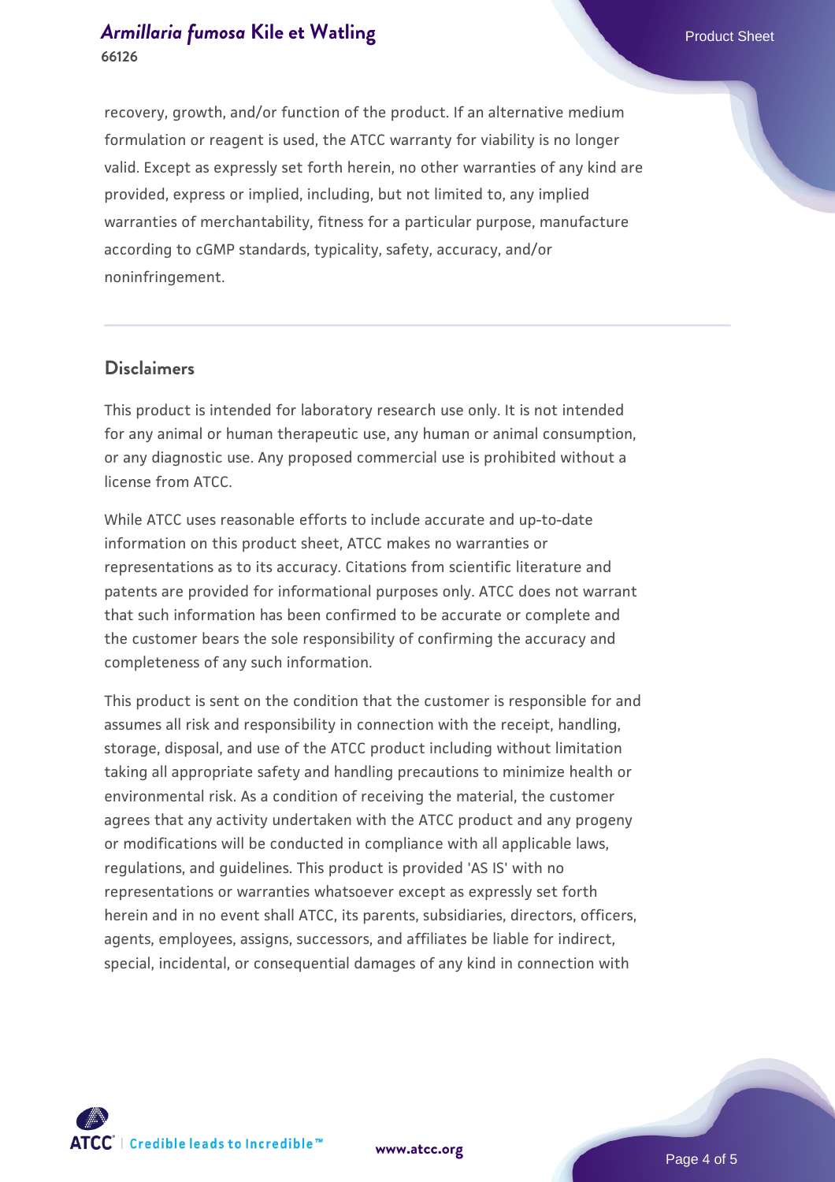recovery, growth, and/or function of the product. If an alternative medium formulation or reagent is used, the ATCC warranty for viability is no longer valid. Except as expressly set forth herein, no other warranties of any kind are provided, express or implied, including, but not limited to, any implied warranties of merchantability, fitness for a particular purpose, manufacture according to cGMP standards, typicality, safety, accuracy, and/or noninfringement.

## Disclaimers

This product is intended for laboratory research use only. It is not intended for any animal or human therapeutic use, any human or animal consumption, or any diagnostic use. Any proposed commercial use is prohibited without a license from ATCC.

While ATCC uses reasonable efforts to include accurate and up-to-date information on this product sheet, ATCC makes no warranties or representations as to its accuracy. Citations from scientific literature and patents are provided for informational purposes only. ATCC does not warrant that such information has been confirmed to be accurate or complete and the customer bears the sole responsibility of confirming the accuracy and completeness of any such information.

This product is sent on the condition that the customer is responsible for and assumes all risk and responsibility in connection with the receipt, handling, storage, disposal, and use of the ATCC product including without limitation taking all appropriate safety and handling precautions to minimize health or environmental risk. As a condition of receiving the material, the customer agrees that any activity undertaken with the ATCC product and any progeny or modifications will be conducted in compliance with all applicable laws, regulations, and guidelines. This product is provided 'AS IS' with no representations or warranties whatsoever except as expressly set forth herein and in no event shall ATCC, its parents, subsidiaries, directors, officers, agents, employees, assigns, successors, and affiliates be liable for indirect, special, incidental, or consequential damages of any kind in connection with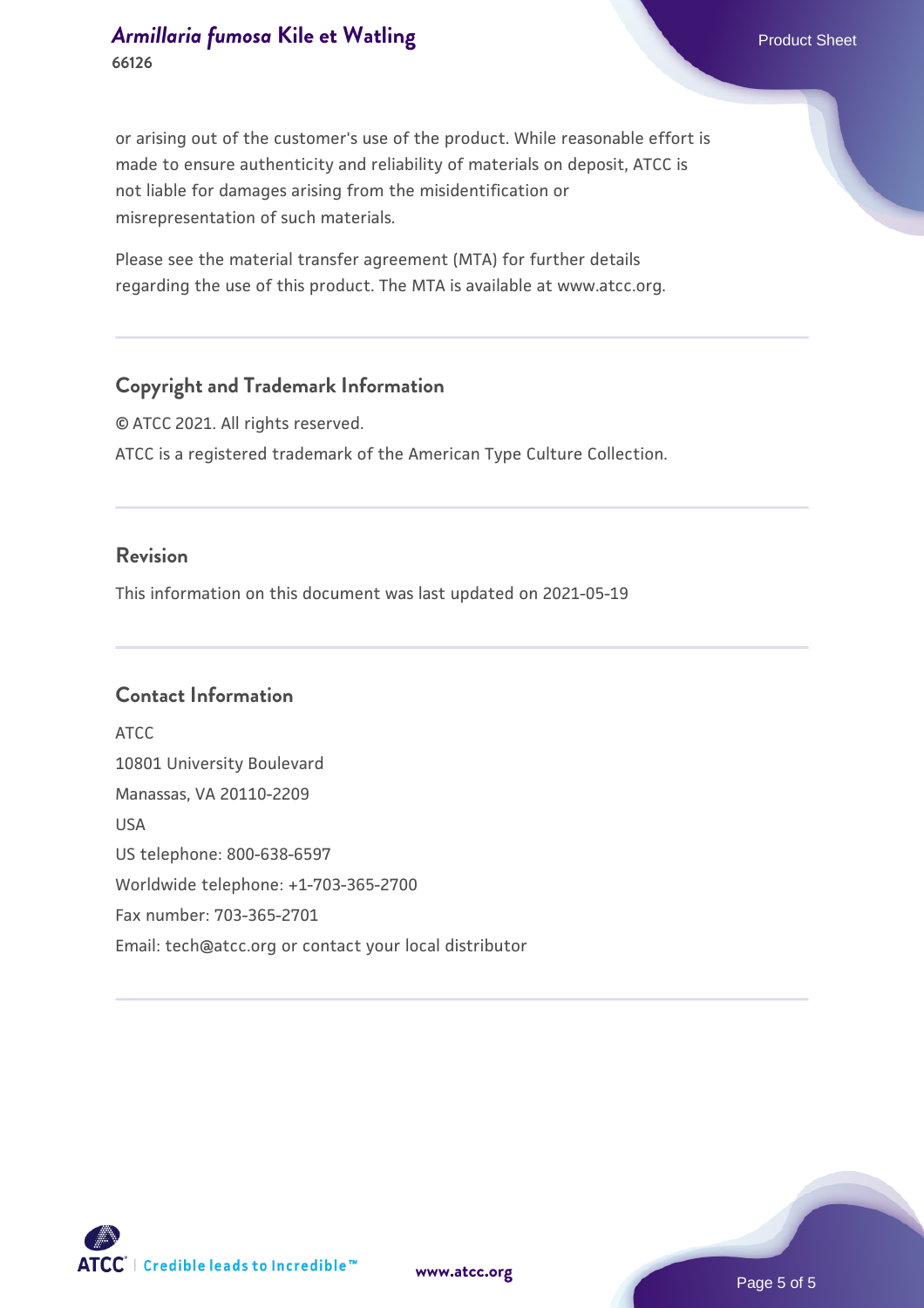or arising out of the customer's use of the product. While reasonable effort is made to ensure authenticity and reliability of materials on deposit, ATCC is not liable for damages arising from the misidentification or misrepresentation of such materials.

Please see the material transfer agreement (MTA) for further details regarding the use of this product. The MTA is available at www.atcc.org.

## Copyright and Trademark Information

© ATCC 2021. All rights reserved.

ATCC is a registered trademark of the American Type Culture Collection.

## Revision

This information on this document was last updated on 2021-05-19

## Contact Information

ATCC
10801 University Boulevard
Manassas, VA 20110-2209
USA
US telephone: 800-638-6597
Worldwide telephone: +1-703-365-2700
Fax number: 703-365-2701
Email: tech@atcc.org or contact your local distributor